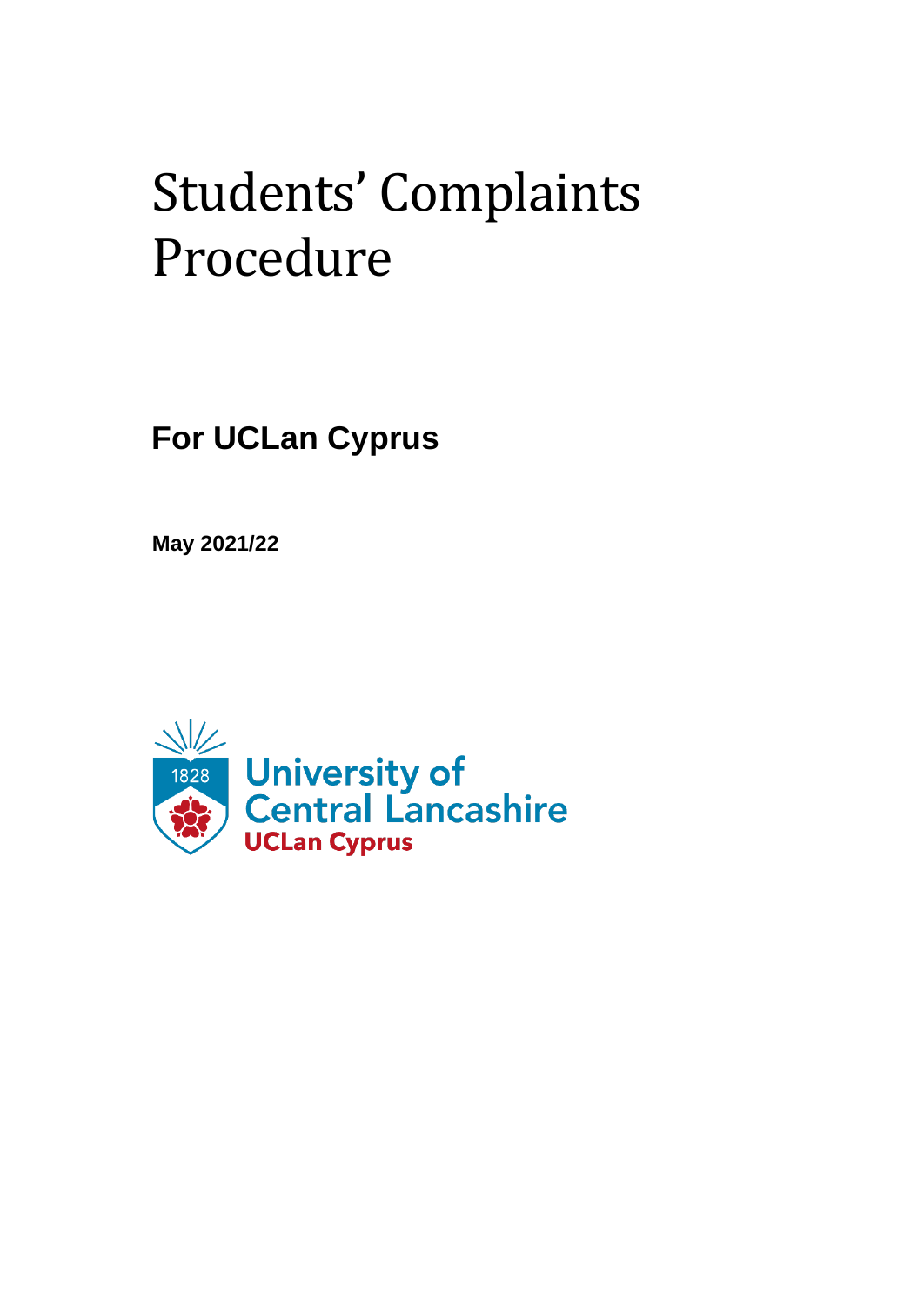# Students' Complaints Procedure

## For UCLan Cyprus

**May 2021/22**

University of Central Lancashire
UCLan Cyprus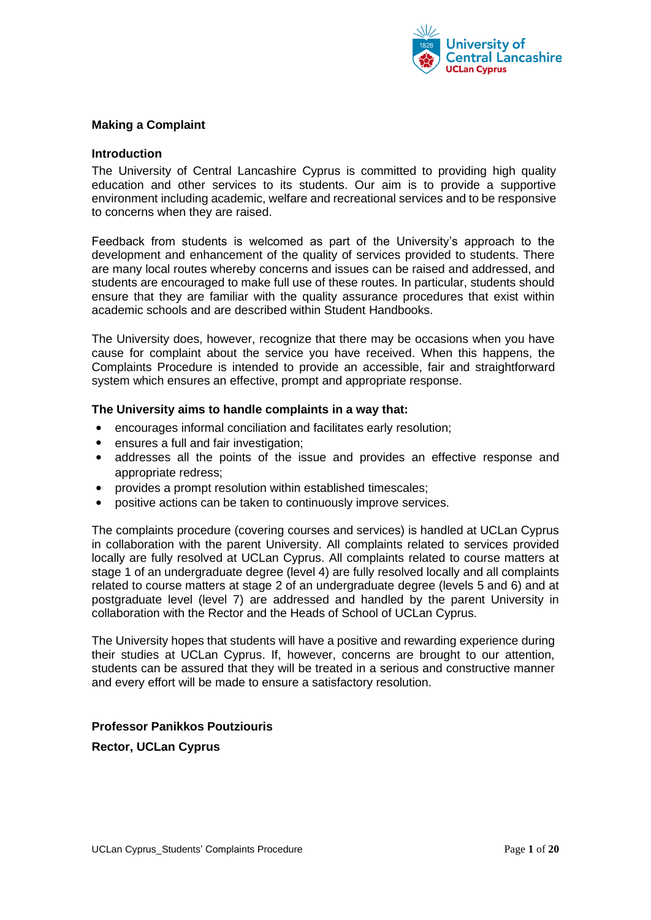## Making a Complaint

### Introduction

The University of Central Lancashire Cyprus is committed to providing high quality education and other services to its students. Our aim is to provide a supportive environment including academic, welfare and recreational services and to be responsive to concerns when they are raised.

Feedback from students is welcomed as part of the University's approach to the development and enhancement of the quality of services provided to students. There are many local routes whereby concerns and issues can be raised and addressed, and students are encouraged to make full use of these routes. In particular, students should ensure that they are familiar with the quality assurance procedures that exist within academic schools and are described within Student Handbooks.

The University does, however, recognize that there may be occasions when you have cause for complaint about the service you have received. When this happens, the Complaints Procedure is intended to provide an accessible, fair and straightforward system which ensures an effective, prompt and appropriate response.

**The University aims to handle complaints in a way that:**

- encourages informal conciliation and facilitates early resolution;
- ensures a full and fair investigation;
- addresses all the points of the issue and provides an effective response and appropriate redress;
- provides a prompt resolution within established timescales;
- positive actions can be taken to continuously improve services.

The complaints procedure (covering courses and services) is handled at UCLan Cyprus in collaboration with the parent University. All complaints related to services provided locally are fully resolved at UCLan Cyprus. All complaints related to course matters at stage 1 of an undergraduate degree (level 4) are fully resolved locally and all complaints related to course matters at stage 2 of an undergraduate degree (levels 5 and 6) and at postgraduate level (level 7) are addressed and handled by the parent University in collaboration with the Rector and the Heads of School of UCLan Cyprus.

The University hopes that students will have a positive and rewarding experience during their studies at UCLan Cyprus. If, however, concerns are brought to our attention, students can be assured that they will be treated in a serious and constructive manner and every effort will be made to ensure a satisfactory resolution.

**Professor Panikkos Poutziouris**

**Rector, UCLan Cyprus**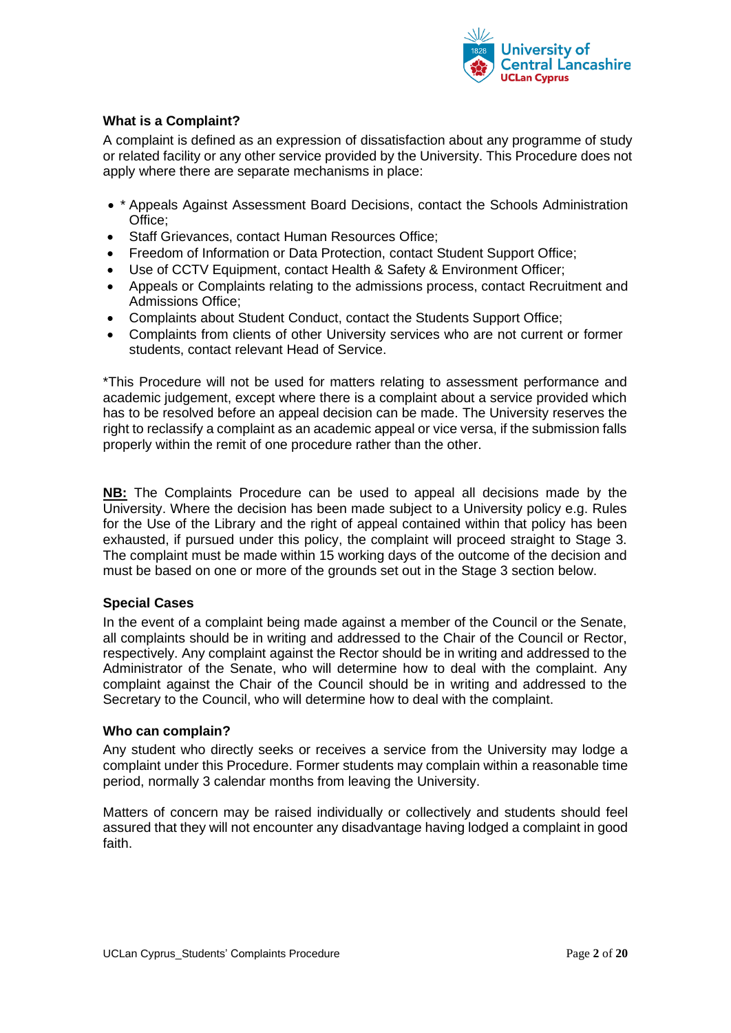**What is a Complaint?**

A complaint is defined as an expression of dissatisfaction about any programme of study or related facility or any other service provided by the University. This Procedure does not apply where there are separate mechanisms in place:

- * Appeals Against Assessment Board Decisions, contact the Schools Administration Office;
- Staff Grievances, contact Human Resources Office;
- Freedom of Information or Data Protection, contact Student Support Office;
- Use of CCTV Equipment, contact Health & Safety & Environment Officer;
- Appeals or Complaints relating to the admissions process, contact Recruitment and Admissions Office;
- Complaints about Student Conduct, contact the Students Support Office;
- Complaints from clients of other University services who are not current or former students, contact relevant Head of Service.

*This Procedure will not be used for matters relating to assessment performance and academic judgement, except where there is a complaint about a service provided which has to be resolved before an appeal decision can be made. The University reserves the right to reclassify a complaint as an academic appeal or vice versa, if the submission falls properly within the remit of one procedure rather than the other.

**NB:** The Complaints Procedure can be used to appeal all decisions made by the University. Where the decision has been made subject to a University policy e.g. Rules for the Use of the Library and the right of appeal contained within that policy has been exhausted, if pursued under this policy, the complaint will proceed straight to Stage 3. The complaint must be made within 15 working days of the outcome of the decision and must be based on one or more of the grounds set out in the Stage 3 section below.

**Special Cases**

In the event of a complaint being made against a member of the Council or the Senate, all complaints should be in writing and addressed to the Chair of the Council or Rector, respectively. Any complaint against the Rector should be in writing and addressed to the Administrator of the Senate, who will determine how to deal with the complaint. Any complaint against the Chair of the Council should be in writing and addressed to the Secretary to the Council, who will determine how to deal with the complaint.

**Who can complain?**

Any student who directly seeks or receives a service from the University may lodge a complaint under this Procedure. Former students may complain within a reasonable time period, normally 3 calendar months from leaving the University.

Matters of concern may be raised individually or collectively and students should feel assured that they will not encounter any disadvantage having lodged a complaint in good faith.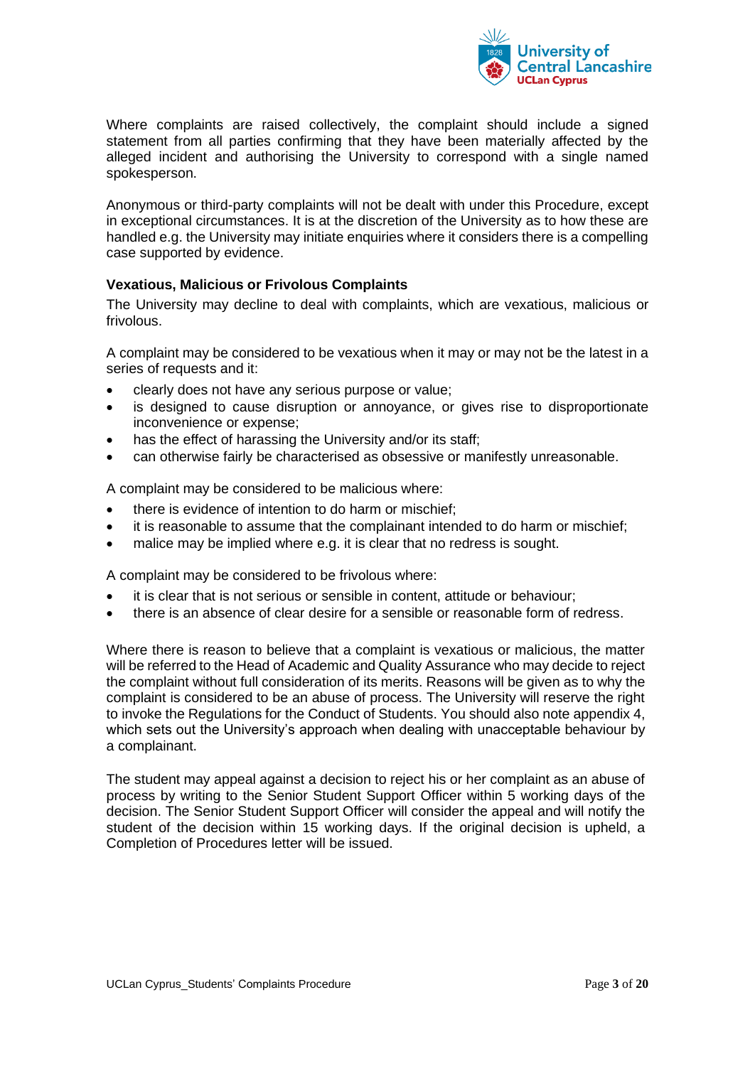Where complaints are raised collectively, the complaint should include a signed statement from all parties confirming that they have been materially affected by the alleged incident and authorising the University to correspond with a single named spokesperson.

Anonymous or third-party complaints will not be dealt with under this Procedure, except in exceptional circumstances. It is at the discretion of the University as to how these are handled e.g. the University may initiate enquiries where it considers there is a compelling case supported by evidence.

**Vexatious, Malicious or Frivolous Complaints**

The University may decline to deal with complaints, which are vexatious, malicious or frivolous.

A complaint may be considered to be vexatious when it may or may not be the latest in a series of requests and it:

- clearly does not have any serious purpose or value;
- is designed to cause disruption or annoyance, or gives rise to disproportionate inconvenience or expense;
- has the effect of harassing the University and/or its staff;
- can otherwise fairly be characterised as obsessive or manifestly unreasonable.

A complaint may be considered to be malicious where:

- there is evidence of intention to do harm or mischief;
- it is reasonable to assume that the complainant intended to do harm or mischief;
- malice may be implied where e.g. it is clear that no redress is sought.

A complaint may be considered to be frivolous where:

- it is clear that is not serious or sensible in content, attitude or behaviour;
- there is an absence of clear desire for a sensible or reasonable form of redress.

Where there is reason to believe that a complaint is vexatious or malicious, the matter will be referred to the Head of Academic and Quality Assurance who may decide to reject the complaint without full consideration of its merits. Reasons will be given as to why the complaint is considered to be an abuse of process. The University will reserve the right to invoke the Regulations for the Conduct of Students. You should also note appendix 4, which sets out the University's approach when dealing with unacceptable behaviour by a complainant.

The student may appeal against a decision to reject his or her complaint as an abuse of process by writing to the Senior Student Support Officer within 5 working days of the decision. The Senior Student Support Officer will consider the appeal and will notify the student of the decision within 15 working days. If the original decision is upheld, a Completion of Procedures letter will be issued.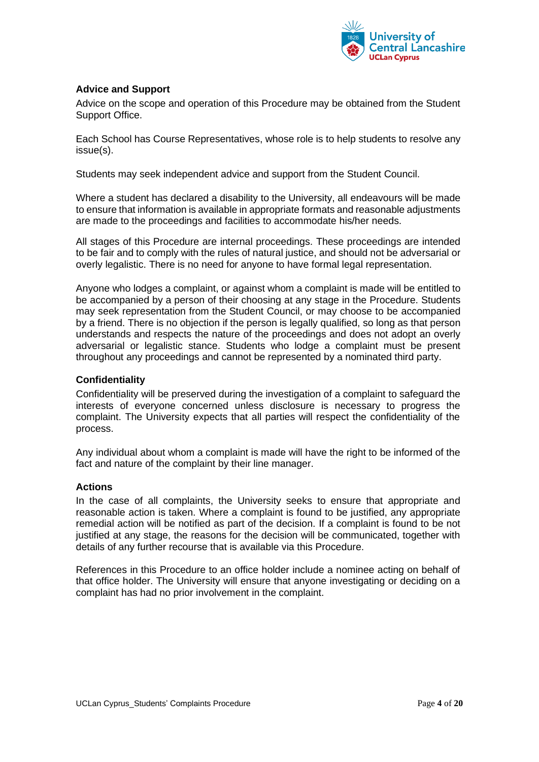**Advice and Support**

Advice on the scope and operation of this Procedure may be obtained from the Student Support Office.

Each School has Course Representatives, whose role is to help students to resolve any issue(s).

Students may seek independent advice and support from the Student Council.

Where a student has declared a disability to the University, all endeavours will be made to ensure that information is available in appropriate formats and reasonable adjustments are made to the proceedings and facilities to accommodate his/her needs.

All stages of this Procedure are internal proceedings. These proceedings are intended to be fair and to comply with the rules of natural justice, and should not be adversarial or overly legalistic. There is no need for anyone to have formal legal representation.

Anyone who lodges a complaint, or against whom a complaint is made will be entitled to be accompanied by a person of their choosing at any stage in the Procedure. Students may seek representation from the Student Council, or may choose to be accompanied by a friend. There is no objection if the person is legally qualified, so long as that person understands and respects the nature of the proceedings and does not adopt an overly adversarial or legalistic stance. Students who lodge a complaint must be present throughout any proceedings and cannot be represented by a nominated third party.

**Confidentiality**

Confidentiality will be preserved during the investigation of a complaint to safeguard the interests of everyone concerned unless disclosure is necessary to progress the complaint. The University expects that all parties will respect the confidentiality of the process.

Any individual about whom a complaint is made will have the right to be informed of the fact and nature of the complaint by their line manager.

**Actions**

In the case of all complaints, the University seeks to ensure that appropriate and reasonable action is taken. Where a complaint is found to be justified, any appropriate remedial action will be notified as part of the decision. If a complaint is found to be not justified at any stage, the reasons for the decision will be communicated, together with details of any further recourse that is available via this Procedure.

References in this Procedure to an office holder include a nominee acting on behalf of that office holder. The University will ensure that anyone investigating or deciding on a complaint has had no prior involvement in the complaint.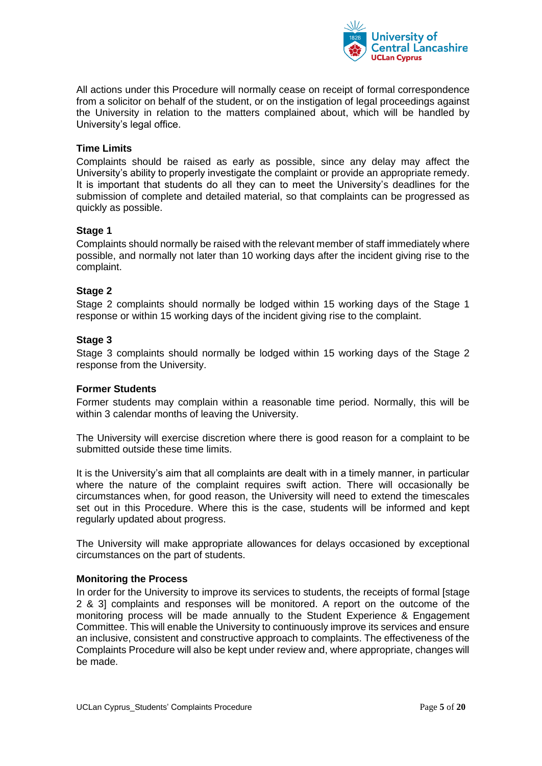All actions under this Procedure will normally cease on receipt of formal correspondence from a solicitor on behalf of the student, or on the instigation of legal proceedings against the University in relation to the matters complained about, which will be handled by University's legal office.

**Time Limits**

Complaints should be raised as early as possible, since any delay may affect the University's ability to properly investigate the complaint or provide an appropriate remedy. It is important that students do all they can to meet the University's deadlines for the submission of complete and detailed material, so that complaints can be progressed as quickly as possible.

**Stage 1**

Complaints should normally be raised with the relevant member of staff immediately where possible, and normally not later than 10 working days after the incident giving rise to the complaint.

**Stage 2**

Stage 2 complaints should normally be lodged within 15 working days of the Stage 1 response or within 15 working days of the incident giving rise to the complaint.

**Stage 3**

Stage 3 complaints should normally be lodged within 15 working days of the Stage 2 response from the University.

**Former Students**

Former students may complain within a reasonable time period. Normally, this will be within 3 calendar months of leaving the University.

The University will exercise discretion where there is good reason for a complaint to be submitted outside these time limits.

It is the University's aim that all complaints are dealt with in a timely manner, in particular where the nature of the complaint requires swift action. There will occasionally be circumstances when, for good reason, the University will need to extend the timescales set out in this Procedure. Where this is the case, students will be informed and kept regularly updated about progress.

The University will make appropriate allowances for delays occasioned by exceptional circumstances on the part of students.

**Monitoring the Process**

In order for the University to improve its services to students, the receipts of formal [stage 2 & 3] complaints and responses will be monitored. A report on the outcome of the monitoring process will be made annually to the Student Experience & Engagement Committee. This will enable the University to continuously improve its services and ensure an inclusive, consistent and constructive approach to complaints. The effectiveness of the Complaints Procedure will also be kept under review and, where appropriate, changes will be made.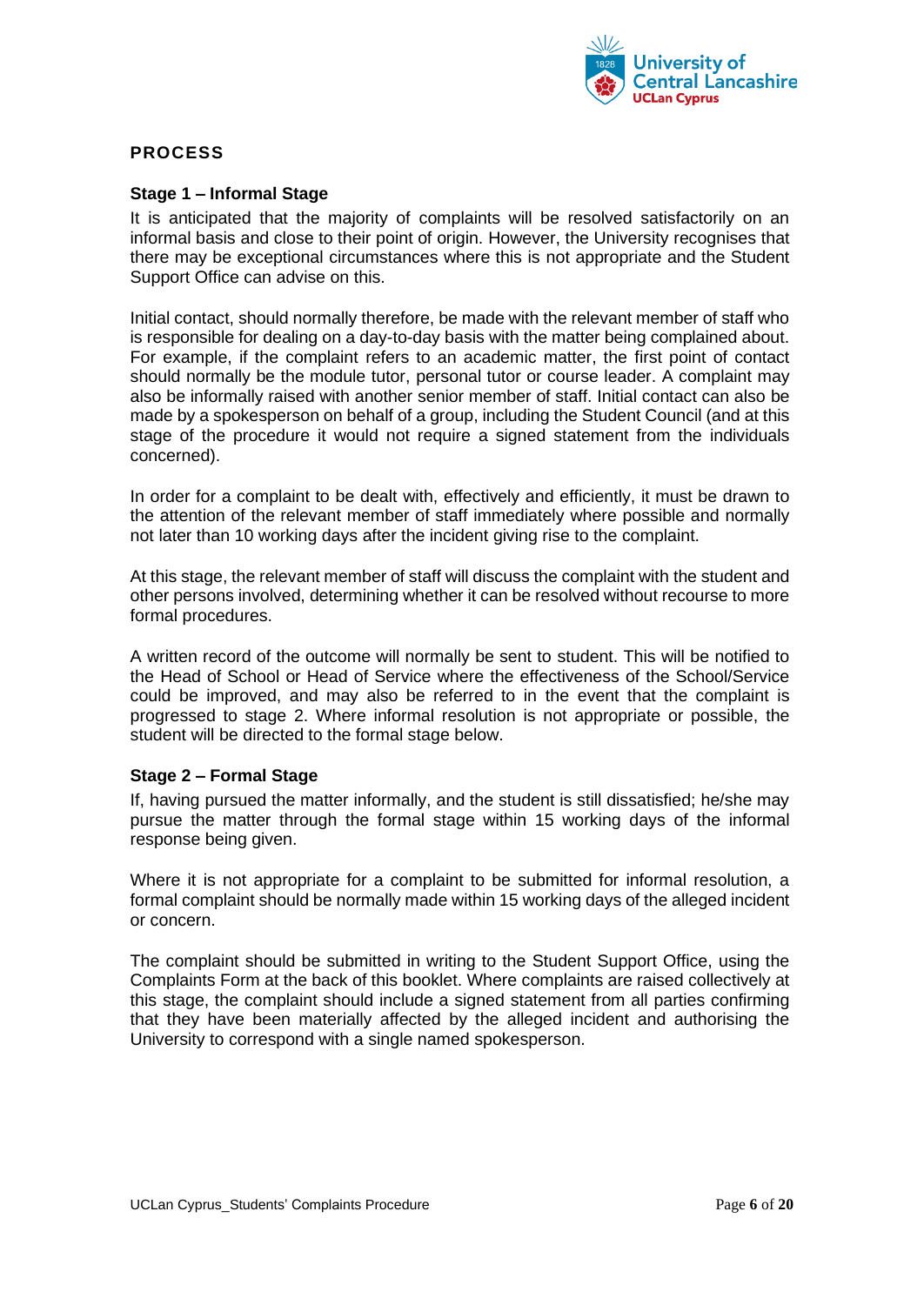## PROCESS

### Stage 1 – Informal Stage

It is anticipated that the majority of complaints will be resolved satisfactorily on an informal basis and close to their point of origin. However, the University recognises that there may be exceptional circumstances where this is not appropriate and the Student Support Office can advise on this.

Initial contact, should normally therefore, be made with the relevant member of staff who is responsible for dealing on a day-to-day basis with the matter being complained about. For example, if the complaint refers to an academic matter, the first point of contact should normally be the module tutor, personal tutor or course leader. A complaint may also be informally raised with another senior member of staff. Initial contact can also be made by a spokesperson on behalf of a group, including the Student Council (and at this stage of the procedure it would not require a signed statement from the individuals concerned).

In order for a complaint to be dealt with, effectively and efficiently, it must be drawn to the attention of the relevant member of staff immediately where possible and normally not later than 10 working days after the incident giving rise to the complaint.

At this stage, the relevant member of staff will discuss the complaint with the student and other persons involved, determining whether it can be resolved without recourse to more formal procedures.

A written record of the outcome will normally be sent to student. This will be notified to the Head of School or Head of Service where the effectiveness of the School/Service could be improved, and may also be referred to in the event that the complaint is progressed to stage 2. Where informal resolution is not appropriate or possible, the student will be directed to the formal stage below.

### Stage 2 – Formal Stage

If, having pursued the matter informally, and the student is still dissatisfied; he/she may pursue the matter through the formal stage within 15 working days of the informal response being given.

Where it is not appropriate for a complaint to be submitted for informal resolution, a formal complaint should be normally made within 15 working days of the alleged incident or concern.

The complaint should be submitted in writing to the Student Support Office, using the Complaints Form at the back of this booklet. Where complaints are raised collectively at this stage, the complaint should include a signed statement from all parties confirming that they have been materially affected by the alleged incident and authorising the University to correspond with a single named spokesperson.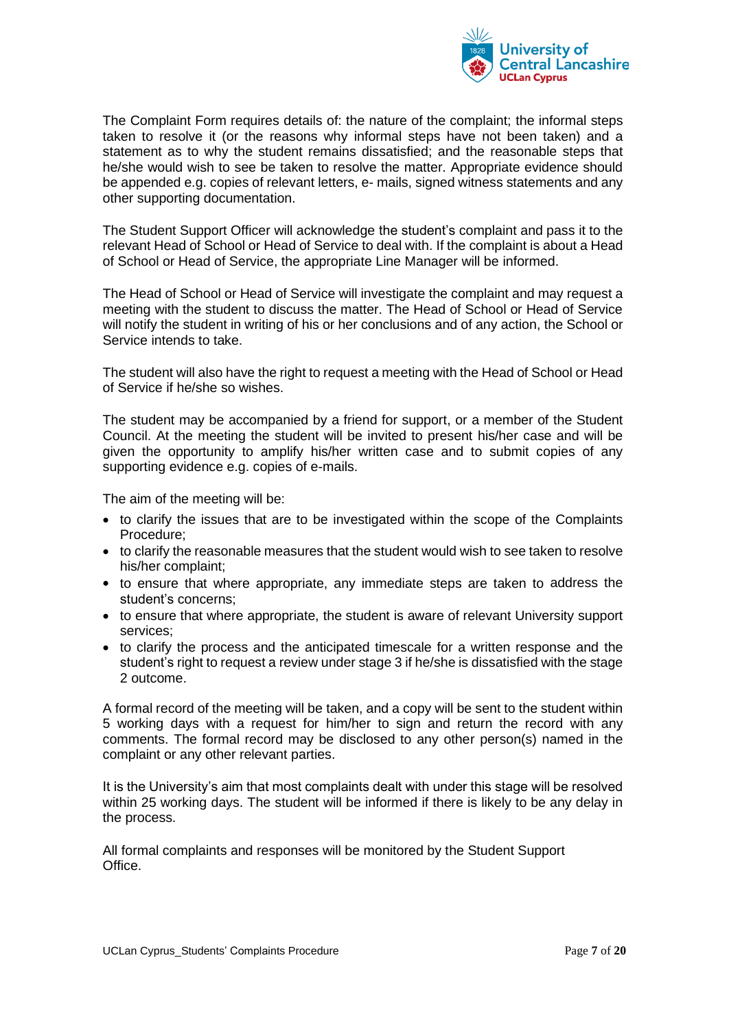The Complaint Form requires details of: the nature of the complaint; the informal steps taken to resolve it (or the reasons why informal steps have not been taken) and a statement as to why the student remains dissatisfied; and the reasonable steps that he/she would wish to see be taken to resolve the matter. Appropriate evidence should be appended e.g. copies of relevant letters, e- mails, signed witness statements and any other supporting documentation.

The Student Support Officer will acknowledge the student's complaint and pass it to the relevant Head of School or Head of Service to deal with. If the complaint is about a Head of School or Head of Service, the appropriate Line Manager will be informed.

The Head of School or Head of Service will investigate the complaint and may request a meeting with the student to discuss the matter. The Head of School or Head of Service will notify the student in writing of his or her conclusions and of any action, the School or Service intends to take.

The student will also have the right to request a meeting with the Head of School or Head of Service if he/she so wishes.

The student may be accompanied by a friend for support, or a member of the Student Council. At the meeting the student will be invited to present his/her case and will be given the opportunity to amplify his/her written case and to submit copies of any supporting evidence e.g. copies of e-mails.

The aim of the meeting will be:

- to clarify the issues that are to be investigated within the scope of the Complaints Procedure;
- to clarify the reasonable measures that the student would wish to see taken to resolve his/her complaint;
- to ensure that where appropriate, any immediate steps are taken to address the student's concerns;
- to ensure that where appropriate, the student is aware of relevant University support services;
- to clarify the process and the anticipated timescale for a written response and the student's right to request a review under stage 3 if he/she is dissatisfied with the stage 2 outcome.

A formal record of the meeting will be taken, and a copy will be sent to the student within 5 working days with a request for him/her to sign and return the record with any comments. The formal record may be disclosed to any other person(s) named in the complaint or any other relevant parties.

It is the University's aim that most complaints dealt with under this stage will be resolved within 25 working days. The student will be informed if there is likely to be any delay in the process.

All formal complaints and responses will be monitored by the Student Support Office.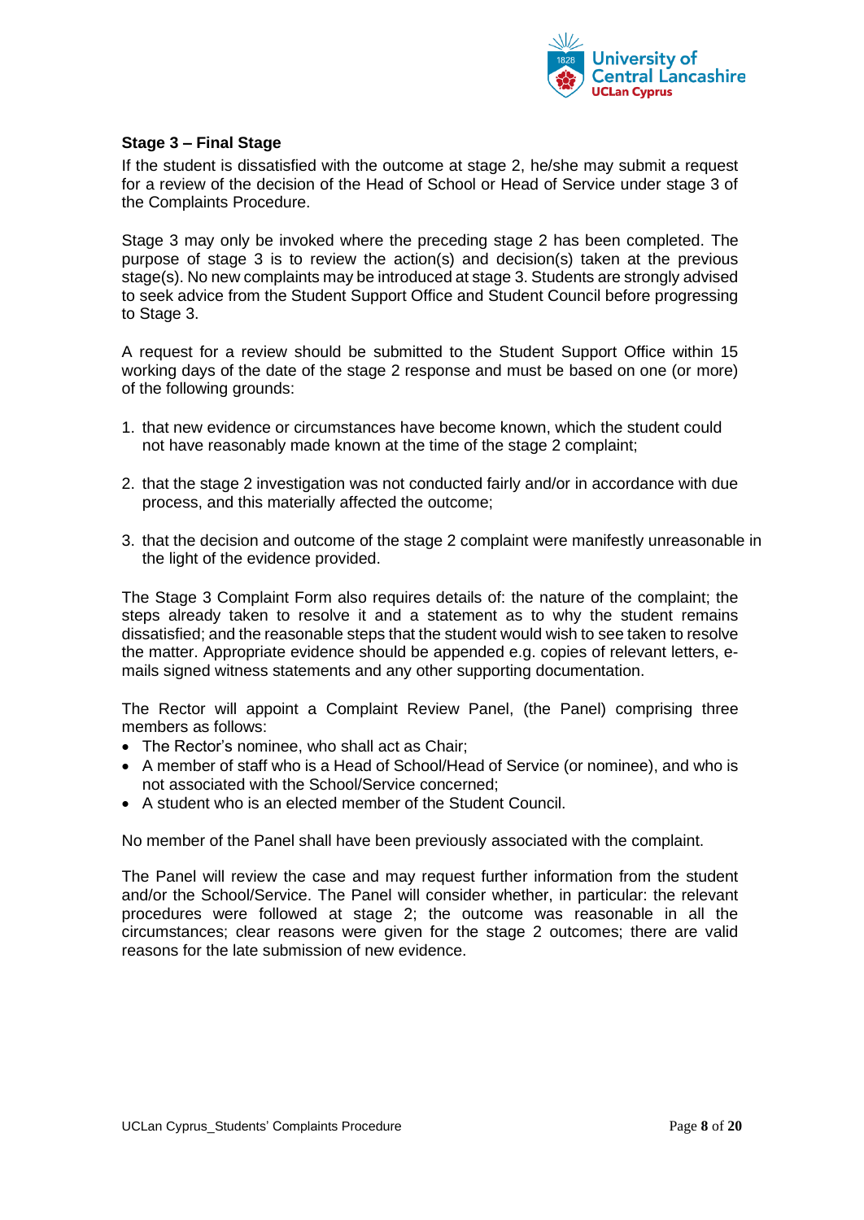**Stage 3 – Final Stage**

If the student is dissatisfied with the outcome at stage 2, he/she may submit a request for a review of the decision of the Head of School or Head of Service under stage 3 of the Complaints Procedure.

Stage 3 may only be invoked where the preceding stage 2 has been completed. The purpose of stage 3 is to review the action(s) and decision(s) taken at the previous stage(s). No new complaints may be introduced at stage 3. Students are strongly advised to seek advice from the Student Support Office and Student Council before progressing to Stage 3.

A request for a review should be submitted to the Student Support Office within 15 working days of the date of the stage 2 response and must be based on one (or more) of the following grounds:

1. that new evidence or circumstances have become known, which the student could not have reasonably made known at the time of the stage 2 complaint;

2. that the stage 2 investigation was not conducted fairly and/or in accordance with due process, and this materially affected the outcome;

3. that the decision and outcome of the stage 2 complaint were manifestly unreasonable in the light of the evidence provided.

The Stage 3 Complaint Form also requires details of: the nature of the complaint; the steps already taken to resolve it and a statement as to why the student remains dissatisfied; and the reasonable steps that the student would wish to see taken to resolve the matter. Appropriate evidence should be appended e.g. copies of relevant letters, e-mails signed witness statements and any other supporting documentation.

The Rector will appoint a Complaint Review Panel, (the Panel) comprising three members as follows:

- The Rector's nominee, who shall act as Chair;
- A member of staff who is a Head of School/Head of Service (or nominee), and who is not associated with the School/Service concerned;
- A student who is an elected member of the Student Council.

No member of the Panel shall have been previously associated with the complaint.

The Panel will review the case and may request further information from the student and/or the School/Service. The Panel will consider whether, in particular: the relevant procedures were followed at stage 2; the outcome was reasonable in all the circumstances; clear reasons were given for the stage 2 outcomes; there are valid reasons for the late submission of new evidence.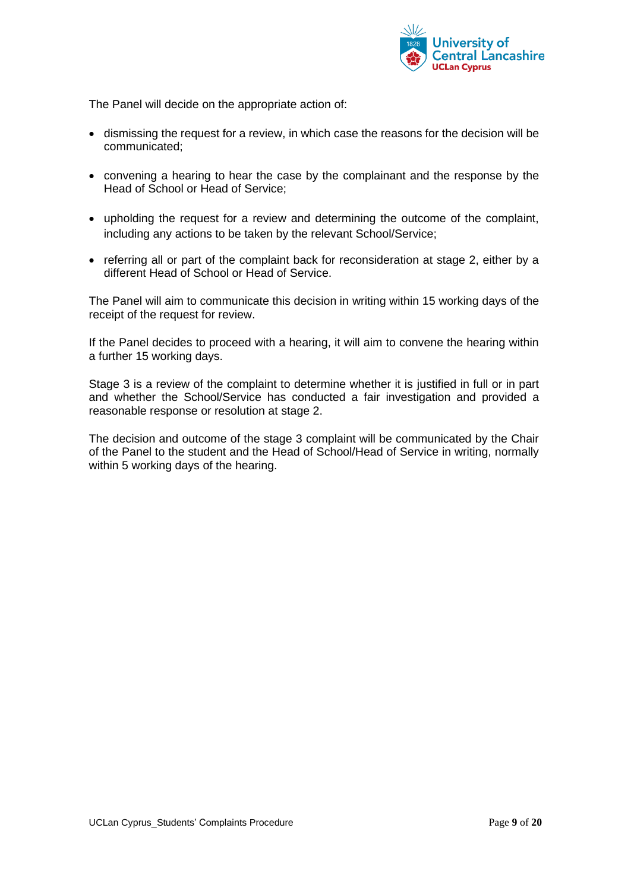The Panel will decide on the appropriate action of:

- dismissing the request for a review, in which case the reasons for the decision will be communicated;

- convening a hearing to hear the case by the complainant and the response by the Head of School or Head of Service;

- upholding the request for a review and determining the outcome of the complaint, including any actions to be taken by the relevant School/Service;

- referring all or part of the complaint back for reconsideration at stage 2, either by a different Head of School or Head of Service.

The Panel will aim to communicate this decision in writing within 15 working days of the receipt of the request for review.

If the Panel decides to proceed with a hearing, it will aim to convene the hearing within a further 15 working days.

Stage 3 is a review of the complaint to determine whether it is justified in full or in part and whether the School/Service has conducted a fair investigation and provided a reasonable response or resolution at stage 2.

The decision and outcome of the stage 3 complaint will be communicated by the Chair of the Panel to the student and the Head of School/Head of Service in writing, normally within 5 working days of the hearing.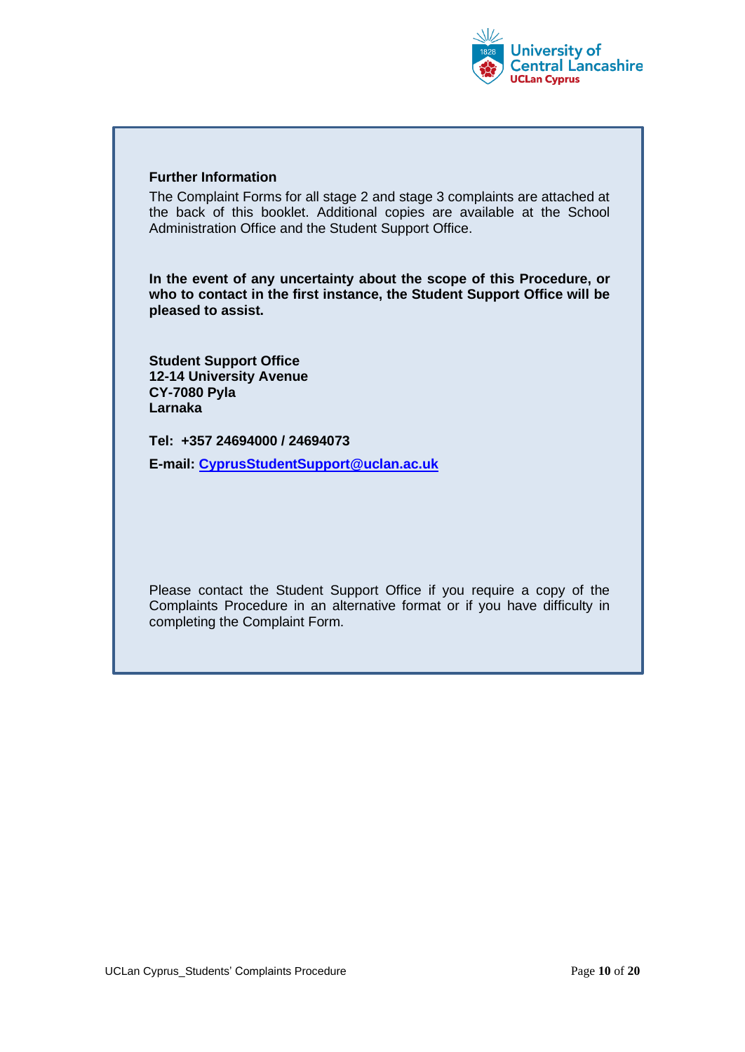**Further Information**

The Complaint Forms for all stage 2 and stage 3 complaints are attached at the back of this booklet. Additional copies are available at the School Administration Office and the Student Support Office.

**In the event of any uncertainty about the scope of this Procedure, or who to contact in the first instance, the Student Support Office will be pleased to assist.**

**Student Support Office**
**12-14 University Avenue**
**CY-7080 Pyla**
**Larnaka**

**Tel: +357 24694000 / 24694073**

**E-mail: CyprusStudentSupport@uclan.ac.uk**

Please contact the Student Support Office if you require a copy of the Complaints Procedure in an alternative format or if you have difficulty in completing the Complaint Form.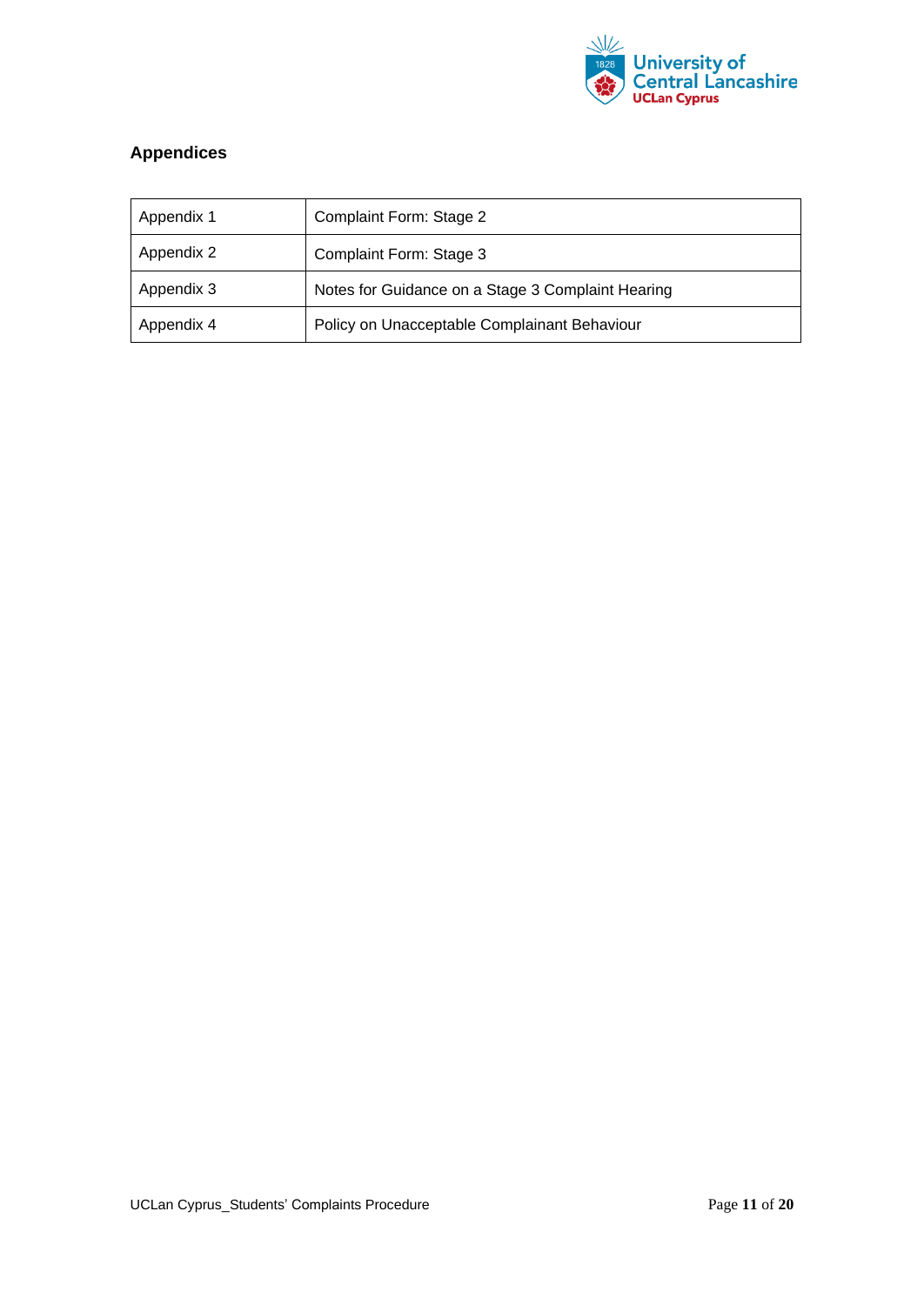## Appendices

| | |
|---|---|
| Appendix 1 | Complaint Form: Stage 2 |
| Appendix 2 | Complaint Form: Stage 3 |
| Appendix 3 | Notes for Guidance on a Stage 3 Complaint Hearing |
| Appendix 4 | Policy on Unacceptable Complainant Behaviour |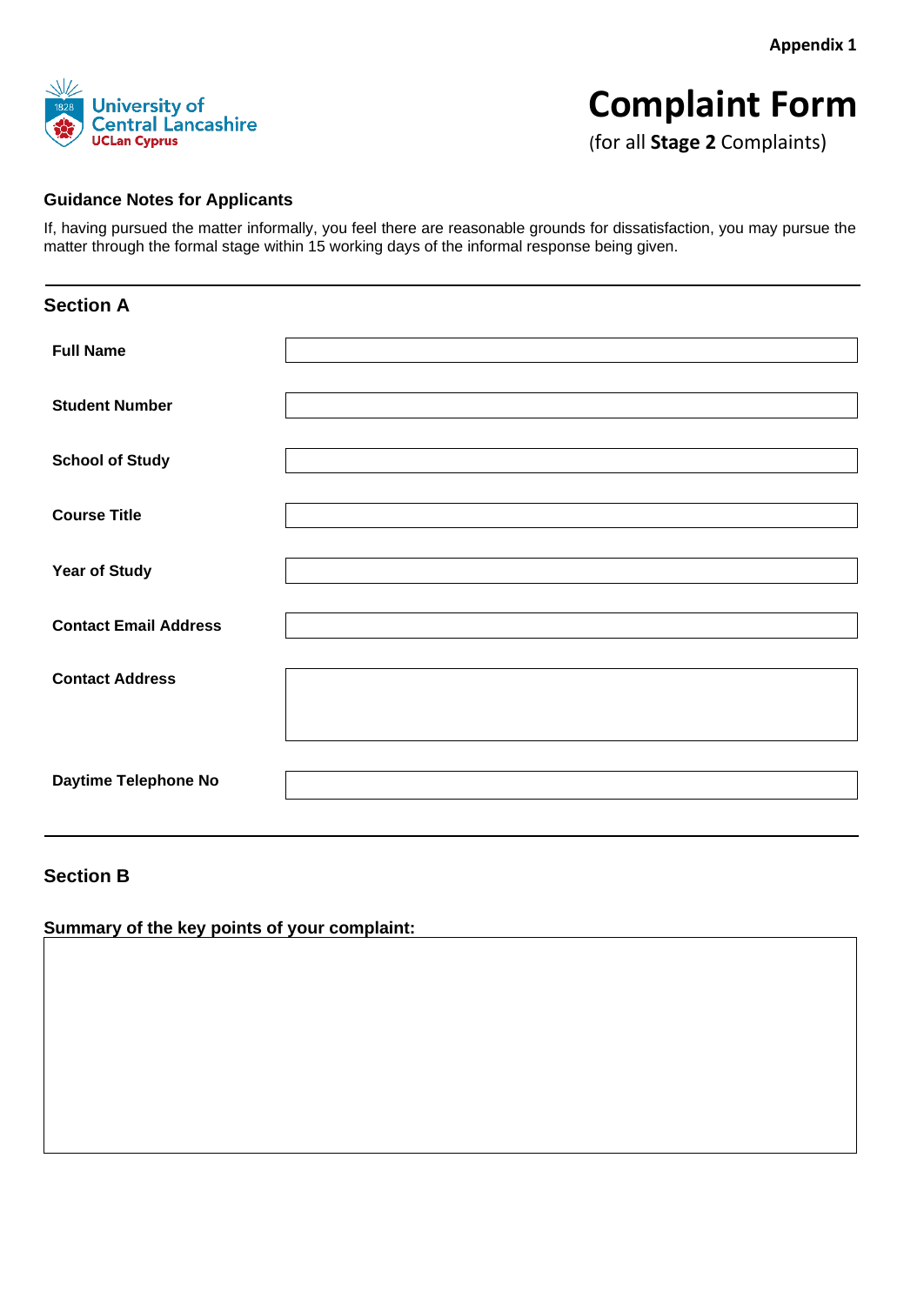**Appendix 1**

University of Central Lancashire
UCLan Cyprus

# Complaint Form

(for all **Stage 2** Complaints)

### Guidance Notes for Applicants

If, having pursued the matter informally, you feel there are reasonable grounds for dissatisfaction, you may pursue the matter through the formal stage within 15 working days of the informal response being given.

## Section A

| | |
|---|---|
| **Full Name** | |
| **Student Number** | |
| **School of Study** | |
| **Course Title** | |
| **Year of Study** | |
| **Contact Email Address** | |
| **Contact Address** | |
| **Daytime Telephone No** | |

## Section B

**Summary of the key points of your complaint:**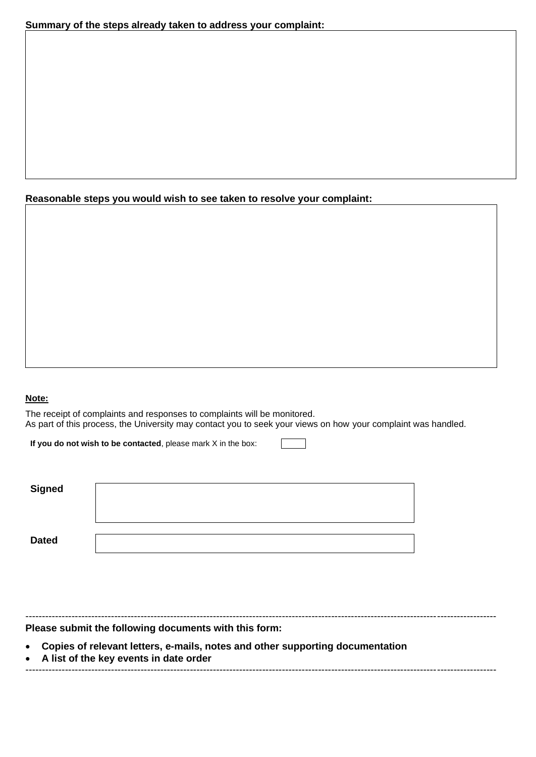**Summary of the steps already taken to address your complaint:**

|  |
|---|
|  |

**Reasonable steps you would wish to see taken to resolve your complaint:**

|  |
|---|
|  |

**Note:**

The receipt of complaints and responses to complaints will be monitored.
As part of this process, the University may contact you to seek your views on how your complaint was handled.

**If you do not wish to be contacted**, please mark X in the box: ☐

| | |
|---|---|
| **Signed** | |
| **Dated** | |

---

**Please submit the following documents with this form:**

- **Copies of relevant letters, e-mails, notes and other supporting documentation**
- **A list of the key events in date order**

---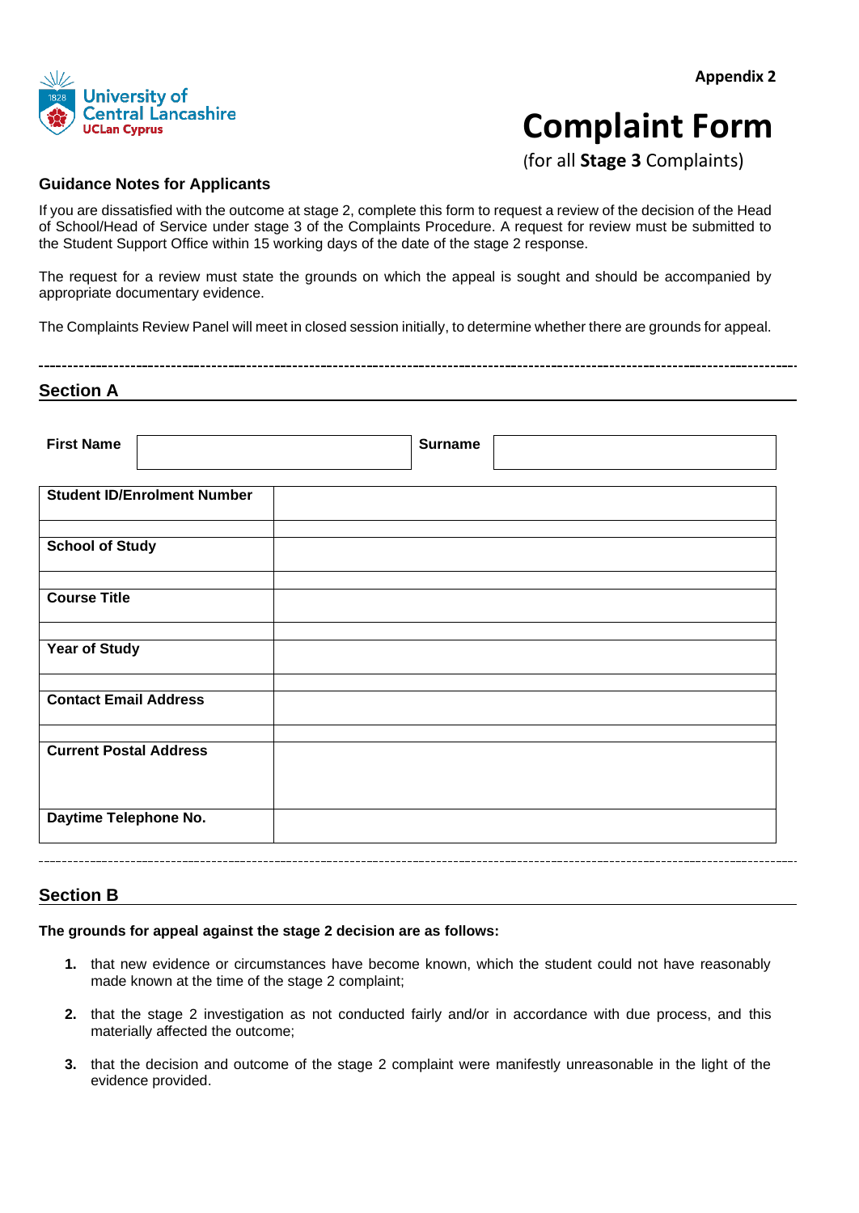Appendix 2

# Complaint Form

(for all **Stage 3** Complaints)

**Guidance Notes for Applicants**

If you are dissatisfied with the outcome at stage 2, complete this form to request a review of the decision of the Head of School/Head of Service under stage 3 of the Complaints Procedure. A request for review must be submitted to the Student Support Office within 15 working days of the date of the stage 2 response.

The request for a review must state the grounds on which the appeal is sought and should be accompanied by appropriate documentary evidence.

The Complaints Review Panel will meet in closed session initially, to determine whether there are grounds for appeal.

---

## Section A

| **First Name** | | **Surname** | |
|---|---|---|---|

| | |
|---|---|
| **Student ID/Enrolment Number** | |
| **School of Study** | |
| **Course Title** | |
| **Year of Study** | |
| **Contact Email Address** | |
| **Current Postal Address** | |
| **Daytime Telephone No.** | |

---

## Section B

**The grounds for appeal against the stage 2 decision are as follows:**

1. that new evidence or circumstances have become known, which the student could not have reasonably made known at the time of the stage 2 complaint;
2. that the stage 2 investigation as not conducted fairly and/or in accordance with due process, and this materially affected the outcome;
3. that the decision and outcome of the stage 2 complaint were manifestly unreasonable in the light of the evidence provided.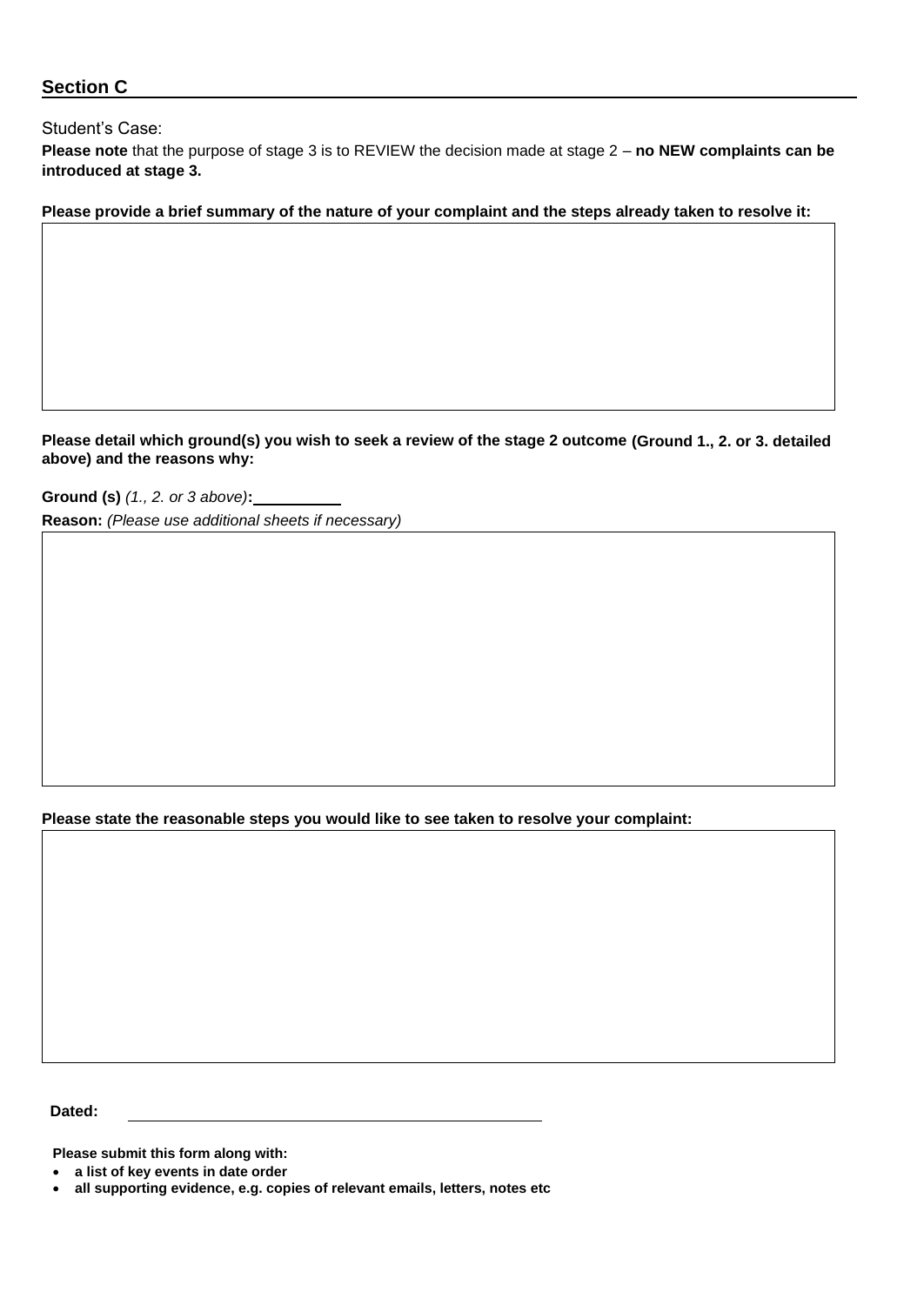## Section C

Student's Case:

**Please note** that the purpose of stage 3 is to REVIEW the decision made at stage 2 – **no NEW complaints can be introduced at stage 3.**

**Please provide a brief summary of the nature of your complaint and the steps already taken to resolve it:**

| |
|---|
| |

**Please detail which ground(s) you wish to seek a review of the stage 2 outcome (Ground 1., 2. or 3. detailed above) and the reasons why:**

**Ground (s)** *(1., 2. or 3 above)*: \_\_\_\_\_\_\_\_\_\_

**Reason:** *(Please use additional sheets if necessary)*

| |
|---|
| |

**Please state the reasonable steps you would like to see taken to resolve your complaint:**

| |
|---|
| |

**Dated:** \_\_\_\_\_\_\_\_\_\_\_\_\_\_\_\_\_\_\_\_\_\_\_\_\_\_\_\_\_\_\_\_\_\_\_\_

**Please submit this form along with:**

- **a list of key events in date order**
- **all supporting evidence, e.g. copies of relevant emails, letters, notes etc**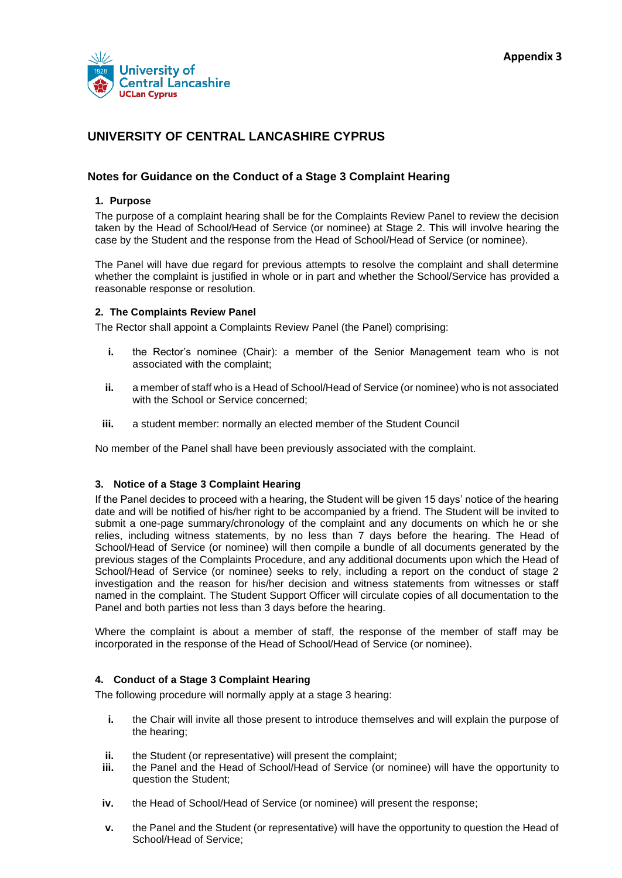**Appendix 3**

# UNIVERSITY OF CENTRAL LANCASHIRE CYPRUS

## Notes for Guidance on the Conduct of a Stage 3 Complaint Hearing

### 1. Purpose

The purpose of a complaint hearing shall be for the Complaints Review Panel to review the decision taken by the Head of School/Head of Service (or nominee) at Stage 2. This will involve hearing the case by the Student and the response from the Head of School/Head of Service (or nominee).

The Panel will have due regard for previous attempts to resolve the complaint and shall determine whether the complaint is justified in whole or in part and whether the School/Service has provided a reasonable response or resolution.

### 2. The Complaints Review Panel

The Rector shall appoint a Complaints Review Panel (the Panel) comprising:

- **i.** the Rector's nominee (Chair): a member of the Senior Management team who is not associated with the complaint;
- **ii.** a member of staff who is a Head of School/Head of Service (or nominee) who is not associated with the School or Service concerned;
- **iii.** a student member: normally an elected member of the Student Council

No member of the Panel shall have been previously associated with the complaint.

### 3. Notice of a Stage 3 Complaint Hearing

If the Panel decides to proceed with a hearing, the Student will be given 15 days' notice of the hearing date and will be notified of his/her right to be accompanied by a friend. The Student will be invited to submit a one-page summary/chronology of the complaint and any documents on which he or she relies, including witness statements, by no less than 7 days before the hearing. The Head of School/Head of Service (or nominee) will then compile a bundle of all documents generated by the previous stages of the Complaints Procedure, and any additional documents upon which the Head of School/Head of Service (or nominee) seeks to rely, including a report on the conduct of stage 2 investigation and the reason for his/her decision and witness statements from witnesses or staff named in the complaint. The Student Support Officer will circulate copies of all documentation to the Panel and both parties not less than 3 days before the hearing.

Where the complaint is about a member of staff, the response of the member of staff may be incorporated in the response of the Head of School/Head of Service (or nominee).

### 4. Conduct of a Stage 3 Complaint Hearing

The following procedure will normally apply at a stage 3 hearing:

- **i.** the Chair will invite all those present to introduce themselves and will explain the purpose of the hearing;
- **ii.** the Student (or representative) will present the complaint;
- **iii.** the Panel and the Head of School/Head of Service (or nominee) will have the opportunity to question the Student;
- **iv.** the Head of School/Head of Service (or nominee) will present the response;
- **v.** the Panel and the Student (or representative) will have the opportunity to question the Head of School/Head of Service;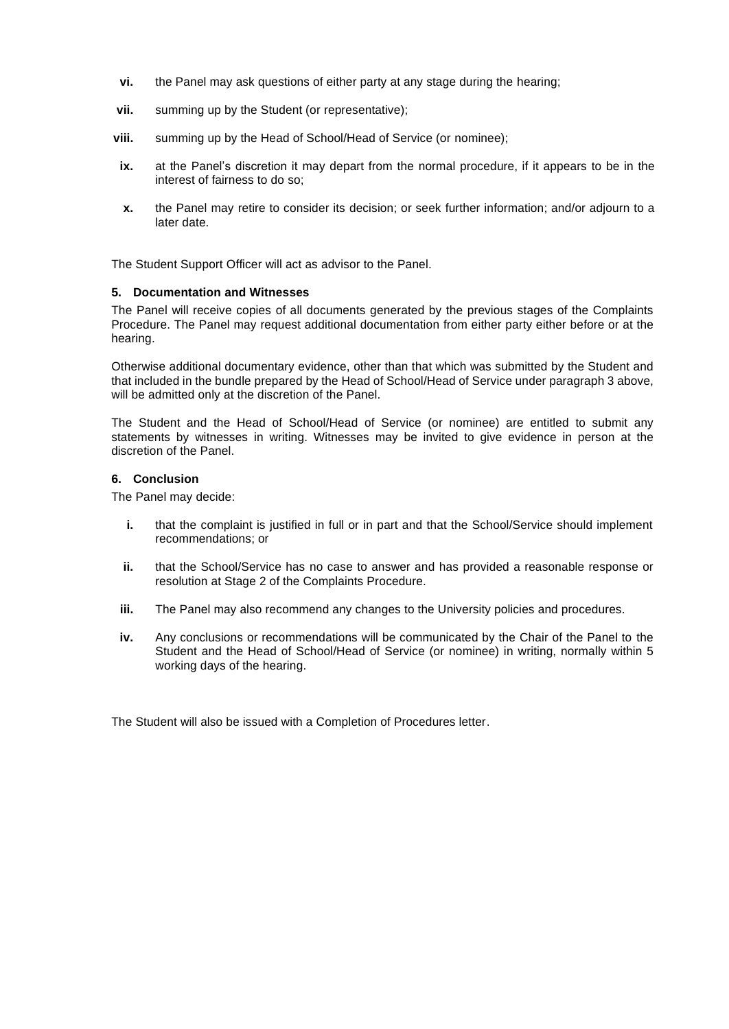vi. the Panel may ask questions of either party at any stage during the hearing;

vii. summing up by the Student (or representative);

viii. summing up by the Head of School/Head of Service (or nominee);

ix. at the Panel's discretion it may depart from the normal procedure, if it appears to be in the interest of fairness to do so;

x. the Panel may retire to consider its decision; or seek further information; and/or adjourn to a later date.

The Student Support Officer will act as advisor to the Panel.

### 5. Documentation and Witnesses

The Panel will receive copies of all documents generated by the previous stages of the Complaints Procedure. The Panel may request additional documentation from either party either before or at the hearing.

Otherwise additional documentary evidence, other than that which was submitted by the Student and that included in the bundle prepared by the Head of School/Head of Service under paragraph 3 above, will be admitted only at the discretion of the Panel.

The Student and the Head of School/Head of Service (or nominee) are entitled to submit any statements by witnesses in writing. Witnesses may be invited to give evidence in person at the discretion of the Panel.

### 6. Conclusion

The Panel may decide:

i. that the complaint is justified in full or in part and that the School/Service should implement recommendations; or

ii. that the School/Service has no case to answer and has provided a reasonable response or resolution at Stage 2 of the Complaints Procedure.

iii. The Panel may also recommend any changes to the University policies and procedures.

iv. Any conclusions or recommendations will be communicated by the Chair of the Panel to the Student and the Head of School/Head of Service (or nominee) in writing, normally within 5 working days of the hearing.

The Student will also be issued with a Completion of Procedures letter.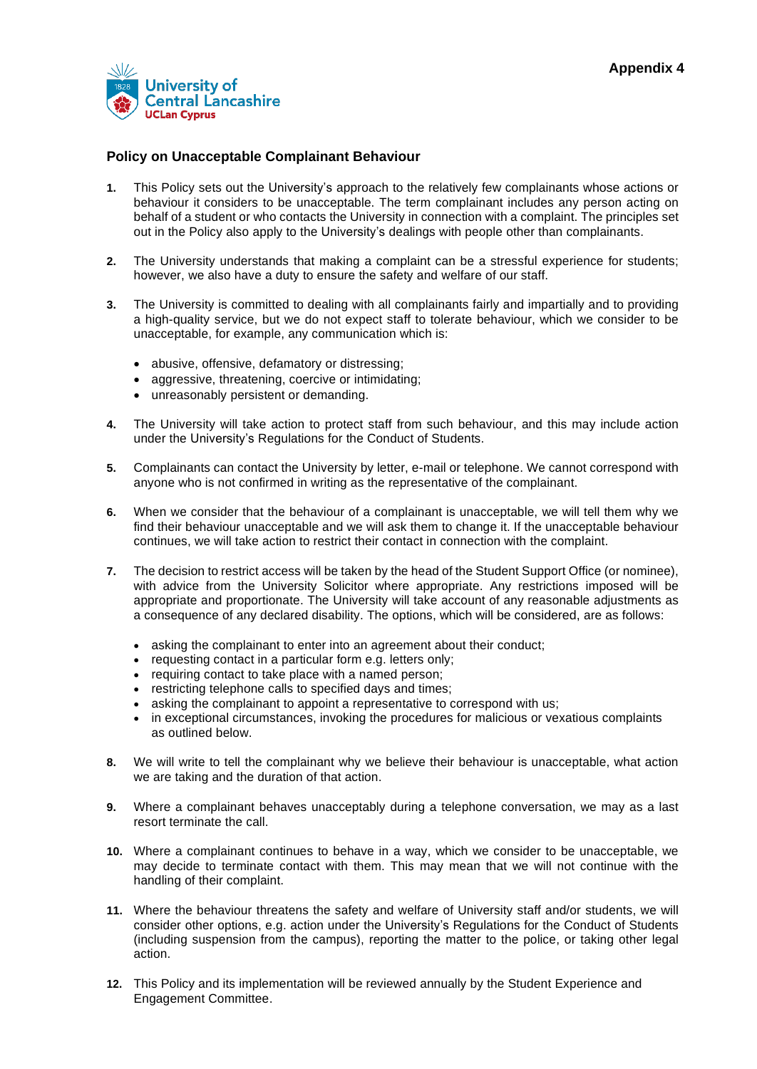**Appendix 4**

## Policy on Unacceptable Complainant Behaviour

1. This Policy sets out the University's approach to the relatively few complainants whose actions or behaviour it considers to be unacceptable. The term complainant includes any person acting on behalf of a student or who contacts the University in connection with a complaint. The principles set out in the Policy also apply to the University's dealings with people other than complainants.

2. The University understands that making a complaint can be a stressful experience for students; however, we also have a duty to ensure the safety and welfare of our staff.

3. The University is committed to dealing with all complainants fairly and impartially and to providing a high-quality service, but we do not expect staff to tolerate behaviour, which we consider to be unacceptable, for example, any communication which is:

   - abusive, offensive, defamatory or distressing;
   - aggressive, threatening, coercive or intimidating;
   - unreasonably persistent or demanding.

4. The University will take action to protect staff from such behaviour, and this may include action under the University's Regulations for the Conduct of Students.

5. Complainants can contact the University by letter, e-mail or telephone. We cannot correspond with anyone who is not confirmed in writing as the representative of the complainant.

6. When we consider that the behaviour of a complainant is unacceptable, we will tell them why we find their behaviour unacceptable and we will ask them to change it. If the unacceptable behaviour continues, we will take action to restrict their contact in connection with the complaint.

7. The decision to restrict access will be taken by the head of the Student Support Office (or nominee), with advice from the University Solicitor where appropriate. Any restrictions imposed will be appropriate and proportionate. The University will take account of any reasonable adjustments as a consequence of any declared disability. The options, which will be considered, are as follows:

   - asking the complainant to enter into an agreement about their conduct;
   - requesting contact in a particular form e.g. letters only;
   - requiring contact to take place with a named person;
   - restricting telephone calls to specified days and times;
   - asking the complainant to appoint a representative to correspond with us;
   - in exceptional circumstances, invoking the procedures for malicious or vexatious complaints as outlined below.

8. We will write to tell the complainant why we believe their behaviour is unacceptable, what action we are taking and the duration of that action.

9. Where a complainant behaves unacceptably during a telephone conversation, we may as a last resort terminate the call.

10. Where a complainant continues to behave in a way, which we consider to be unacceptable, we may decide to terminate contact with them. This may mean that we will not continue with the handling of their complaint.

11. Where the behaviour threatens the safety and welfare of University staff and/or students, we will consider other options, e.g. action under the University's Regulations for the Conduct of Students (including suspension from the campus), reporting the matter to the police, or taking other legal action.

12. This Policy and its implementation will be reviewed annually by the Student Experience and Engagement Committee.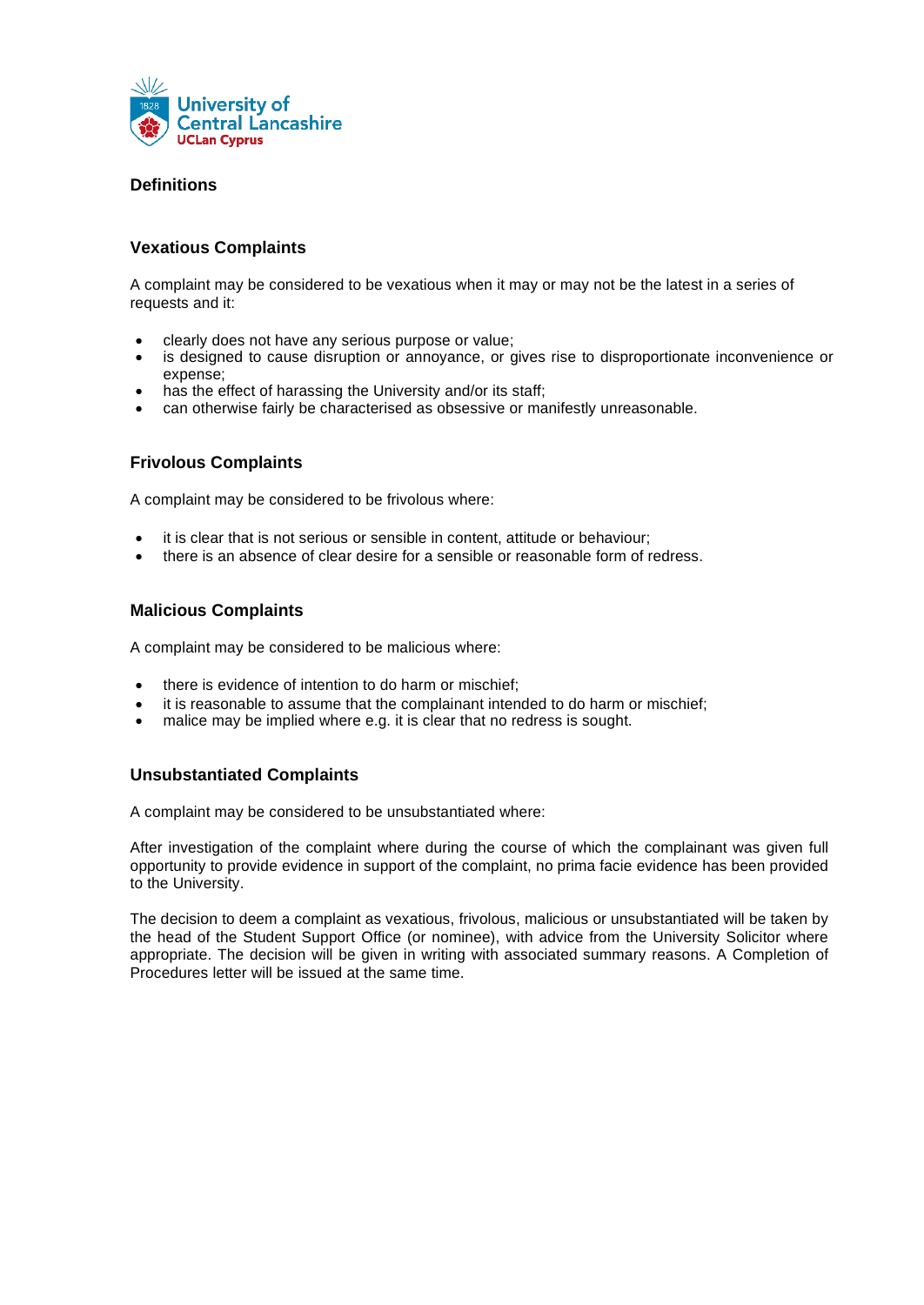## Definitions

### Vexatious Complaints

A complaint may be considered to be vexatious when it may or may not be the latest in a series of requests and it:

- clearly does not have any serious purpose or value;
- is designed to cause disruption or annoyance, or gives rise to disproportionate inconvenience or expense;
- has the effect of harassing the University and/or its staff;
- can otherwise fairly be characterised as obsessive or manifestly unreasonable.

### Frivolous Complaints

A complaint may be considered to be frivolous where:

- it is clear that is not serious or sensible in content, attitude or behaviour;
- there is an absence of clear desire for a sensible or reasonable form of redress.

### Malicious Complaints

A complaint may be considered to be malicious where:

- there is evidence of intention to do harm or mischief;
- it is reasonable to assume that the complainant intended to do harm or mischief;
- malice may be implied where e.g. it is clear that no redress is sought.

### Unsubstantiated Complaints

A complaint may be considered to be unsubstantiated where:

After investigation of the complaint where during the course of which the complainant was given full opportunity to provide evidence in support of the complaint, no prima facie evidence has been provided to the University.

The decision to deem a complaint as vexatious, frivolous, malicious or unsubstantiated will be taken by the head of the Student Support Office (or nominee), with advice from the University Solicitor where appropriate. The decision will be given in writing with associated summary reasons. A Completion of Procedures letter will be issued at the same time.